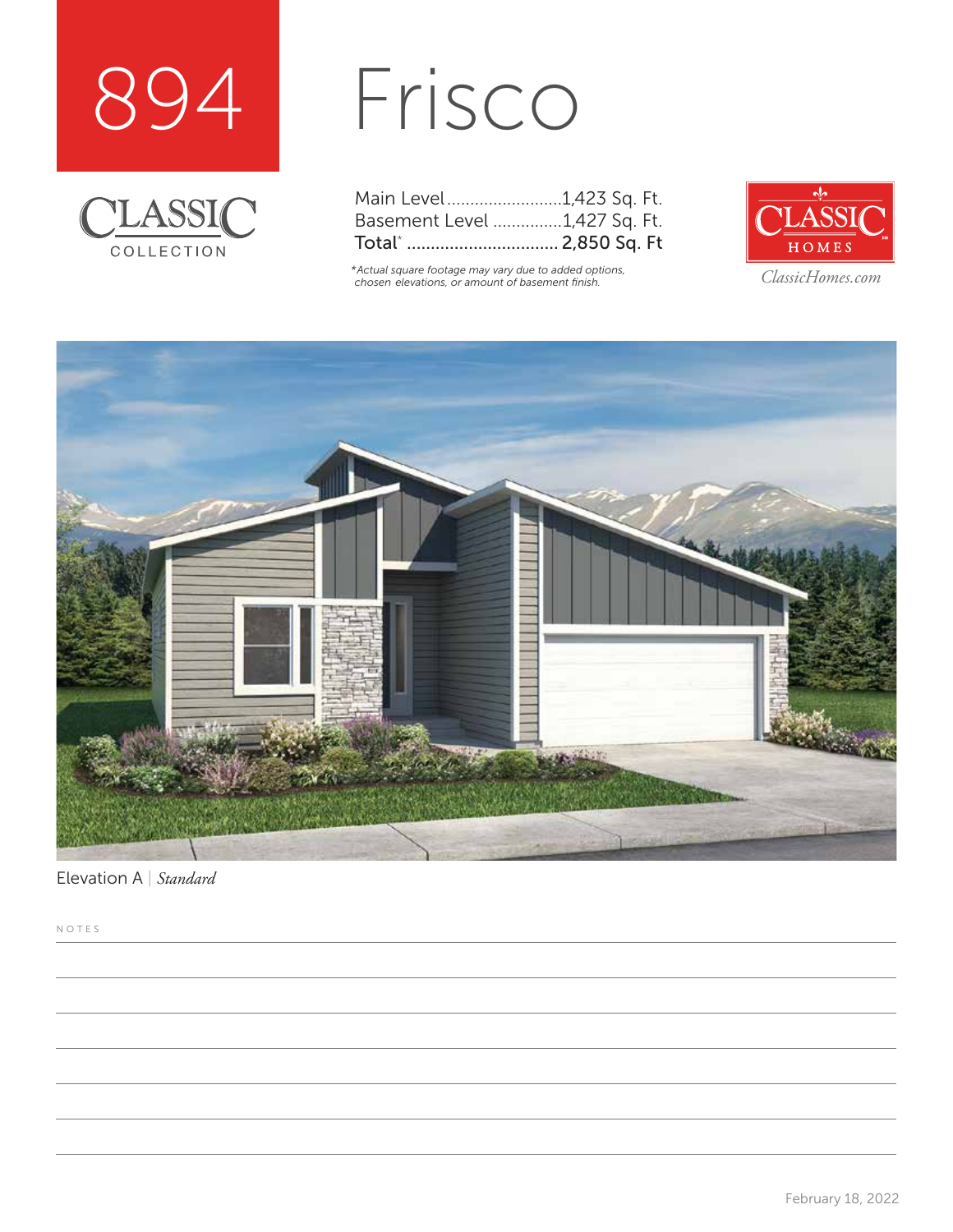# 894 Frisco

CLASSIC COLLECTION

| | |
|---|---|
| Main Level | 1,423 Sq. Ft. |
| Basement Level | 1,427 Sq. Ft. |
| Total* | 2,850 Sq. Ft |

*Actual square footage may vary due to added options, chosen elevations, or amount of basement finish.

CLASSIC HOMES

ClassicHomes.com

Elevation A | *Standard*

NOTES

February 18, 2022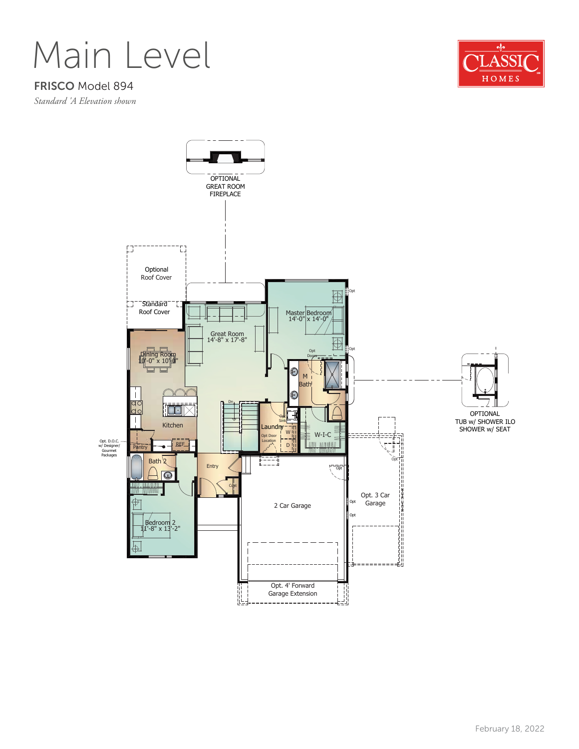# Main Level

**FRISCO** Model 894

*Standard 'A Elevation shown*

OPTIONAL GREAT ROOM FIREPLACE

Optional Roof Cover

Standard Roof Cover

Great Room 14'-8" x 17'-8"

Master Bedroom 14'-0" x 14'-0"

Dining Room 10'-0" x 10'-0"

Kitchen

Pantry

REF

Opt. D.O.C. w/ Designer/ Gourmet Packages

Bath 2

Entry

Coat

Bedroom 2 11'-8" x 13'-2"

Laundry

Opt Sink

Opt Door Location

W

D

M Bath

Opt Doors

W-I-C

OPTIONAL TUB w/ SHOWER ILO SHOWER w/ SEAT

2 Car Garage

Opt. 3 Car Garage

Opt. 4' Forward Garage Extension

Opt

Dn

February 18, 2022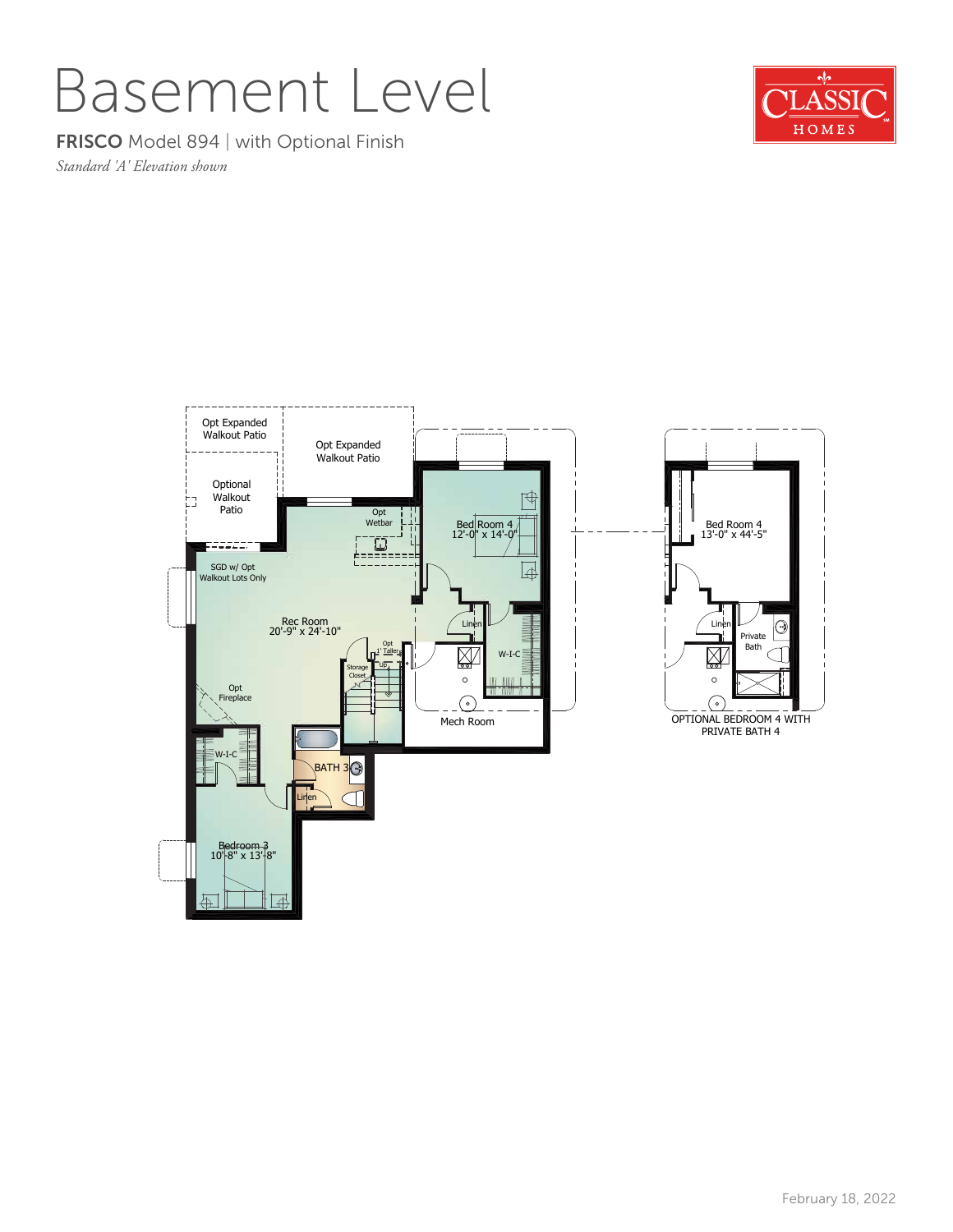# Basement Level

**FRISCO** Model 894 | with Optional Finish

*Standard 'A' Elevation shown*

Opt Expanded Walkout Patio

Opt Expanded Walkout Patio

Optional Walkout Patio

Opt Wetbar

Bed Room 4
12'-0" x 14'-0"

SGD w/ Opt Walkout Lots Only

Rec Room
20'-9" x 24'-10"

Linen

Opt 1' Taller

W-I-C

Storage Closet

UP

Opt Fireplace

Mech Room

W-I-C

BATH 3

Linen

Bedroom 3
10'-8" x 13'-8"

Bed Room 4
13'-0" x 44'-5"

Linen

Private Bath

OPTIONAL BEDROOM 4 WITH PRIVATE BATH 4

February 18, 2022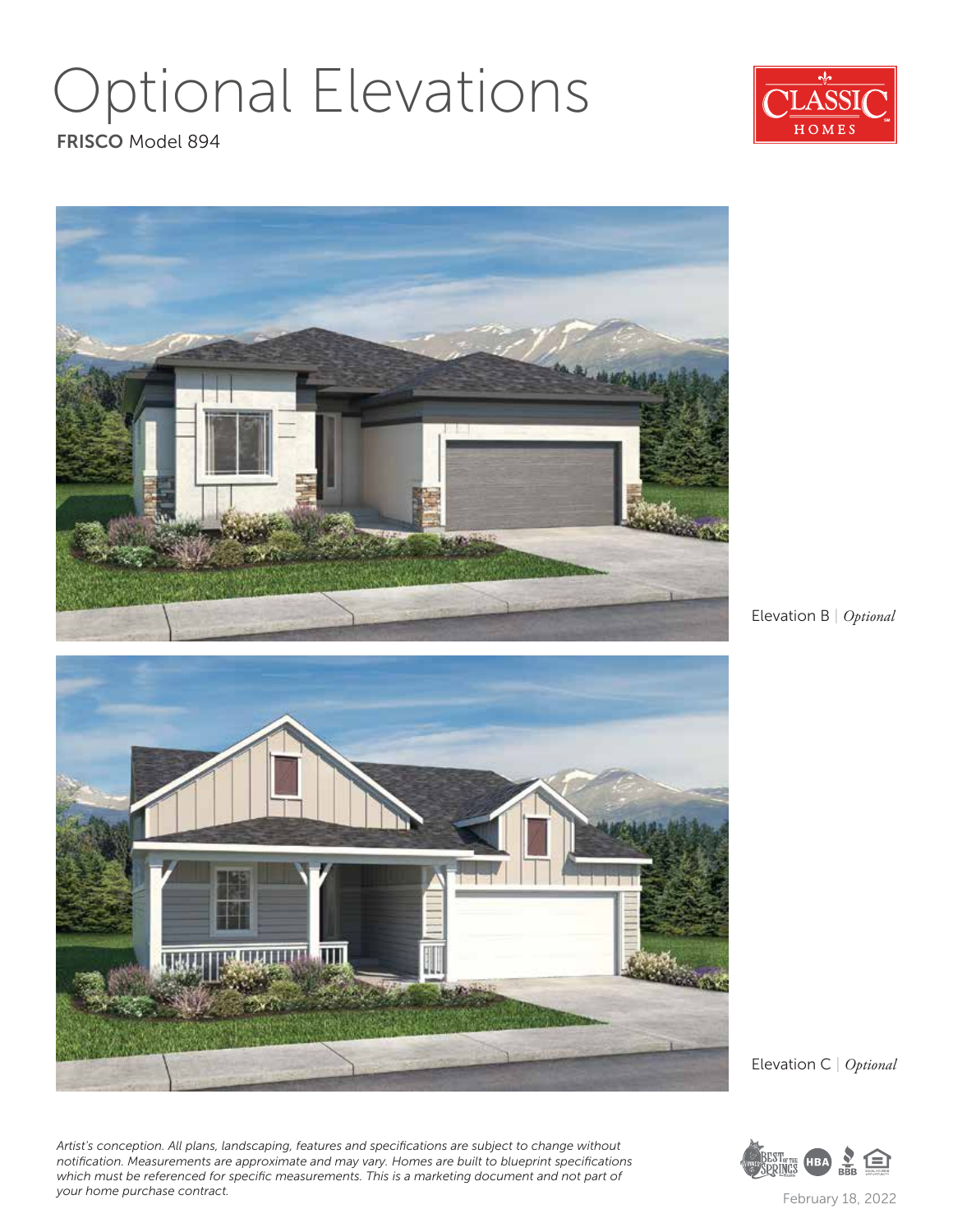# Optional Elevations

**FRISCO** Model 894

Elevation B | *Optional*

Elevation C | *Optional*

*Artist's conception. All plans, landscaping, features and specifications are subject to change without notification. Measurements are approximate and may vary. Homes are built to blueprint specifications which must be referenced for specific measurements. This is a marketing document and not part of your home purchase contract.*

February 18, 2022